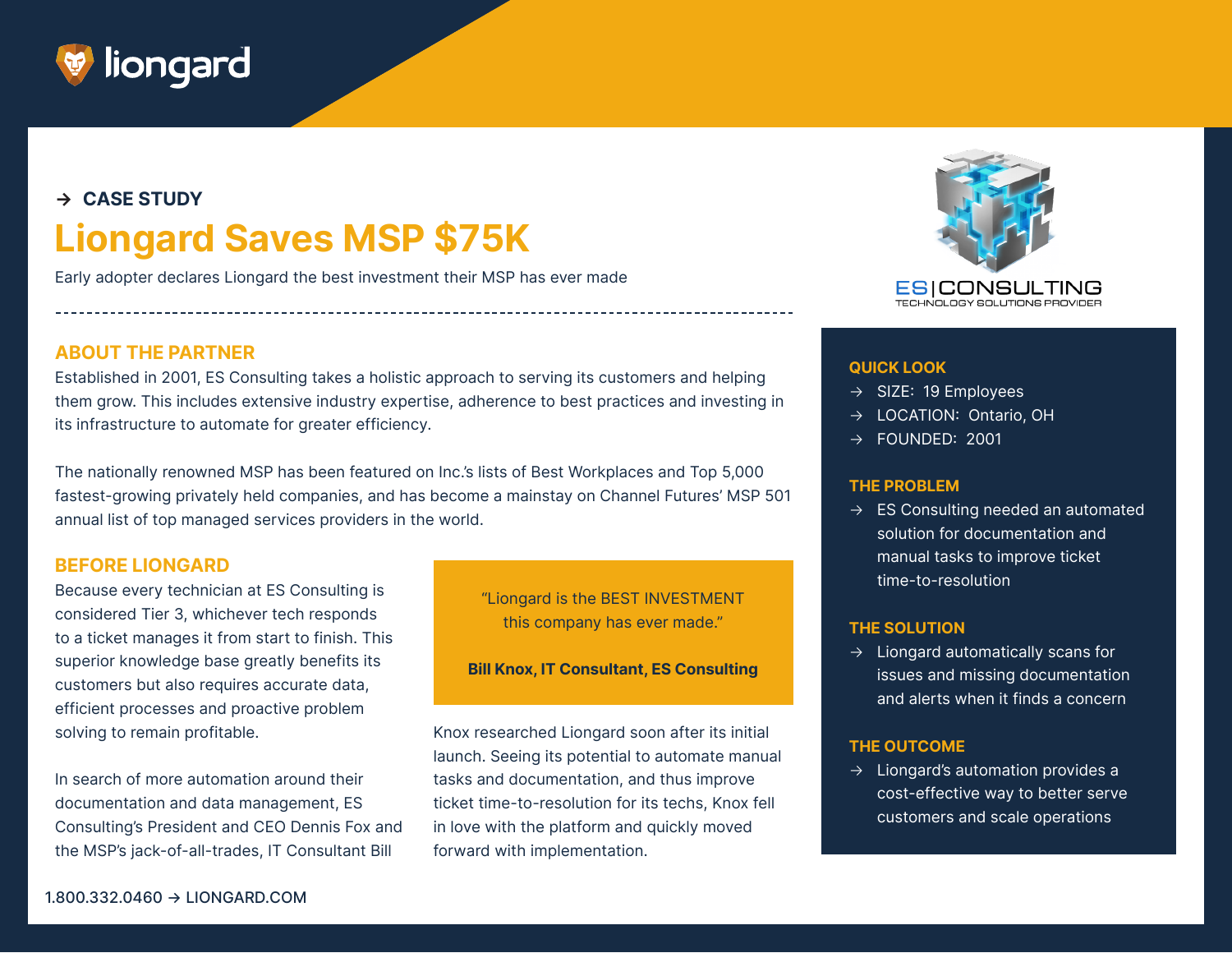→ CASE STUDY

# Liongard Saves MSP $75K

Early adopter declares Liongard the best investment their MSP has ever made

## ABOUT THE PARTNER

Established in 2001, ES Consulting takes a holistic approach to serving its customers and helping them grow. This includes extensive industry expertise, adherence to best practices and investing in its infrastructure to automate for greater efficiency.

The nationally renowned MSP has been featured on Inc.'s lists of Best Workplaces and Top 5,000 fastest-growing privately held companies, and has become a mainstay on Channel Futures' MSP 501 annual list of top managed services providers in the world.

## BEFORE LIONGARD

Because every technician at ES Consulting is considered Tier 3, whichever tech responds to a ticket manages it from start to finish. This superior knowledge base greatly benefits its customers but also requires accurate data, efficient processes and proactive problem solving to remain profitable.

In search of more automation around their documentation and data management, ES Consulting's President and CEO Dennis Fox and the MSP's jack-of-all-trades, IT Consultant Bill Knox researched Liongard soon after its initial launch. Seeing its potential to automate manual tasks and documentation, and thus improve ticket time-to-resolution for its techs, Knox fell in love with the platform and quickly moved forward with implementation.

> "Liongard is the BEST INVESTMENT this company has ever made."
>
> **Bill Knox, IT Consultant, ES Consulting**

ES | CONSULTING
TECHNOLOGY SOLUTIONS PROVIDER

### QUICK LOOK

- SIZE: 19 Employees
- LOCATION: Ontario, OH
- FOUNDED: 2001

### THE PROBLEM

- ES Consulting needed an automated solution for documentation and manual tasks to improve ticket time-to-resolution

### THE SOLUTION

- Liongard automatically scans for issues and missing documentation and alerts when it finds a concern

### THE OUTCOME

- Liongard's automation provides a cost-effective way to better serve customers and scale operations

1.800.332.0460 → LIONGARD.COM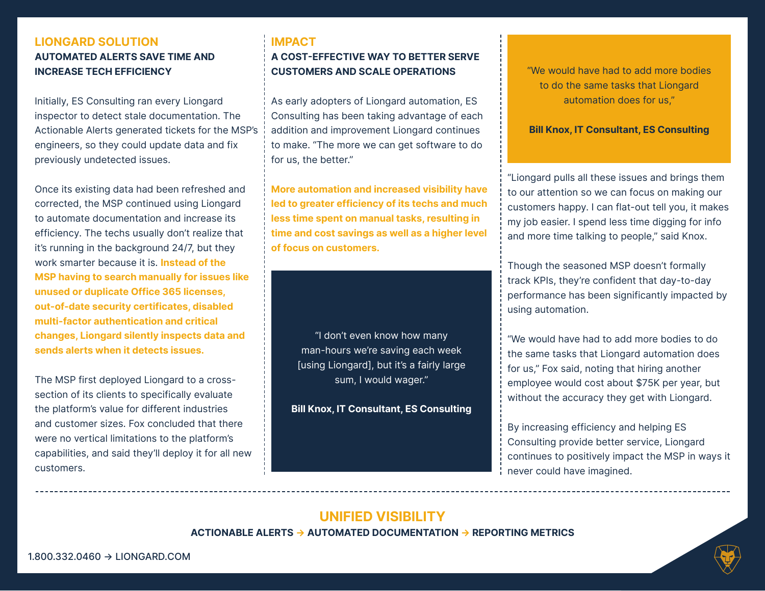## LIONGARD SOLUTION

### AUTOMATED ALERTS SAVE TIME AND INCREASE TECH EFFICIENCY

Initially, ES Consulting ran every Liongard inspector to detect stale documentation. The Actionable Alerts generated tickets for the MSP's engineers, so they could update data and fix previously undetected issues.

Once its existing data had been refreshed and corrected, the MSP continued using Liongard to automate documentation and increase its efficiency. The techs usually don't realize that it's running in the background 24/7, but they work smarter because it is. **Instead of the MSP having to search manually for issues like unused or duplicate Office 365 licenses, out-of-date security certificates, disabled multi-factor authentication and critical changes, Liongard silently inspects data and sends alerts when it detects issues.**

The MSP first deployed Liongard to a cross-section of its clients to specifically evaluate the platform's value for different industries and customer sizes. Fox concluded that there were no vertical limitations to the platform's capabilities, and said they'll deploy it for all new customers.

## IMPACT

### A COST-EFFECTIVE WAY TO BETTER SERVE CUSTOMERS AND SCALE OPERATIONS

As early adopters of Liongard automation, ES Consulting has been taking advantage of each addition and improvement Liongard continues to make. "The more we can get software to do for us, the better."

**More automation and increased visibility have led to greater efficiency of its techs and much less time spent on manual tasks, resulting in time and cost savings as well as a higher level of focus on customers.**

> "I don't even know how many man-hours we're saving each week [using Liongard], but it's a fairly large sum, I would wager."
>
> **Bill Knox, IT Consultant, ES Consulting**

> "We would have had to add more bodies to do the same tasks that Liongard automation does for us,"
>
> **Bill Knox, IT Consultant, ES Consulting**

"Liongard pulls all these issues and brings them to our attention so we can focus on making our customers happy. I can flat-out tell you, it makes my job easier. I spend less time digging for info and more time talking to people," said Knox.

Though the seasoned MSP doesn't formally track KPIs, they're confident that day-to-day performance has been significantly impacted by using automation.

"We would have had to add more bodies to do the same tasks that Liongard automation does for us," Fox said, noting that hiring another employee would cost about $75K per year, but without the accuracy they get with Liongard.

By increasing efficiency and helping ES Consulting provide better service, Liongard continues to positively impact the MSP in ways it never could have imagined.

## UNIFIED VISIBILITY

**ACTIONABLE ALERTS → AUTOMATED DOCUMENTATION → REPORTING METRICS**

1.800.332.0460 → LIONGARD.COM